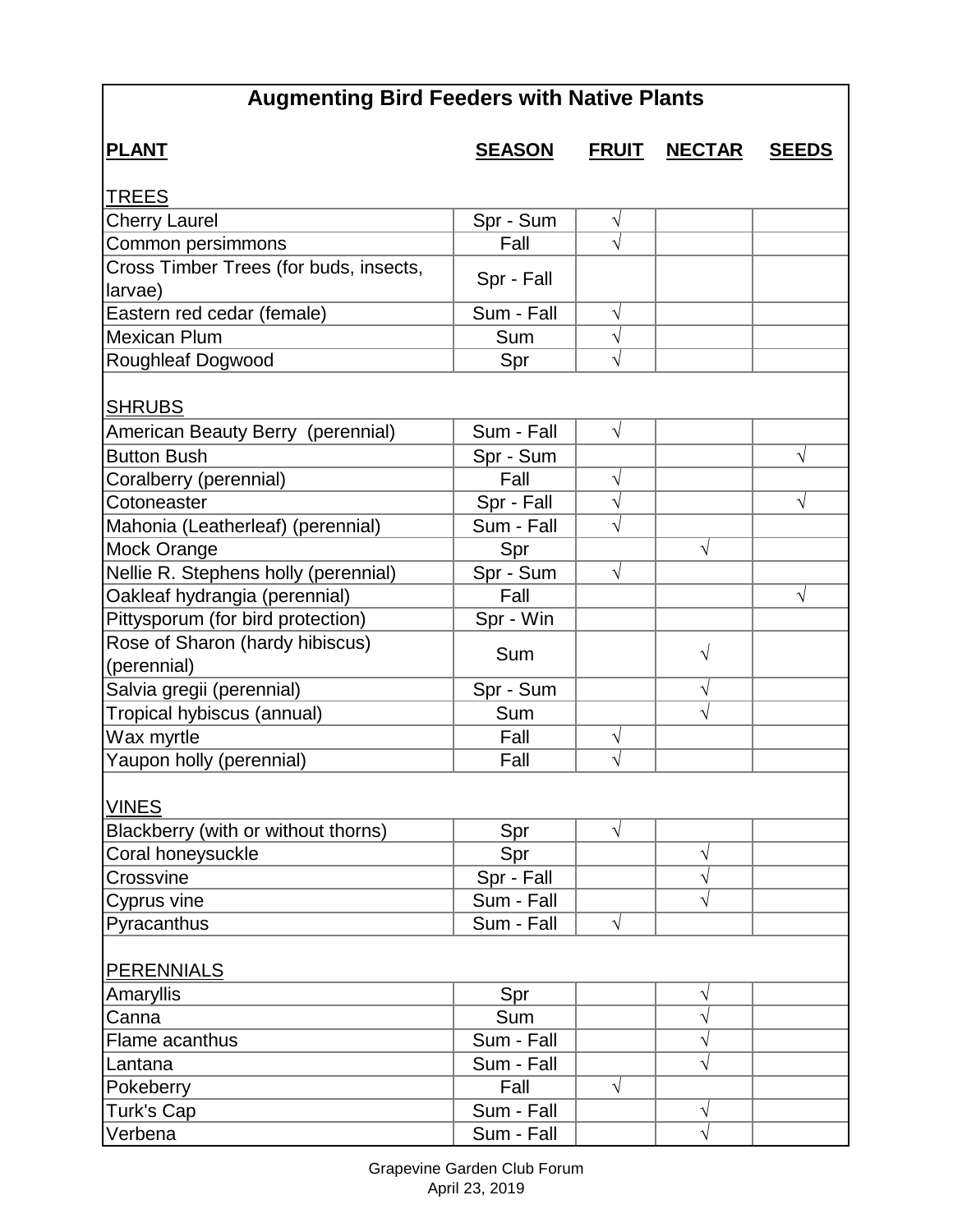# Augmenting Bird Feeders with Native Plants

| PLANT | SEASON | FRUIT | NECTAR | SEEDS |
|---|---|---|---|---|
| **TREES** | | | | |
| Cherry Laurel | Spr - Sum | √ | | |
| Common persimmons | Fall | √ | | |
| Cross Timber Trees (for buds, insects, larvae) | Spr - Fall | | | |
| Eastern red cedar (female) | Sum - Fall | √ | | |
| Mexican Plum | Sum | √ | | |
| Roughleaf Dogwood | Spr | √ | | |
| **SHRUBS** | | | | |
| American Beauty Berry (perennial) | Sum - Fall | √ | | |
| Button Bush | Spr - Sum | | | √ |
| Coralberry (perennial) | Fall | √ | | |
| Cotoneaster | Spr - Fall | √ | | √ |
| Mahonia (Leatherleaf) (perennial) | Sum - Fall | √ | | |
| Mock Orange | Spr | | √ | |
| Nellie R. Stephens holly (perennial) | Spr - Sum | √ | | |
| Oakleaf hydrangia (perennial) | Fall | | | √ |
| Pittysporum (for bird protection) | Spr - Win | | | |
| Rose of Sharon (hardy hibiscus) (perennial) | Sum | | √ | |
| Salvia gregii (perennial) | Spr - Sum | | √ | |
| Tropical hybiscus (annual) | Sum | | √ | |
| Wax myrtle | Fall | √ | | |
| Yaupon holly (perennial) | Fall | √ | | |
| **VINES** | | | | |
| Blackberry (with or without thorns) | Spr | √ | | |
| Coral honeysuckle | Spr | | √ | |
| Crossvine | Spr - Fall | | √ | |
| Cyprus vine | Sum - Fall | | √ | |
| Pyracanthus | Sum - Fall | √ | | |
| **PERENNIALS** | | | | |
| Amaryllis | Spr | | √ | |
| Canna | Sum | | √ | |
| Flame acanthus | Sum - Fall | | √ | |
| Lantana | Sum - Fall | | √ | |
| Pokeberry | Fall | √ | | |
| Turk's Cap | Sum - Fall | | √ | |
| Verbena | Sum - Fall | | √ | |

Grapevine Garden Club Forum
April 23, 2019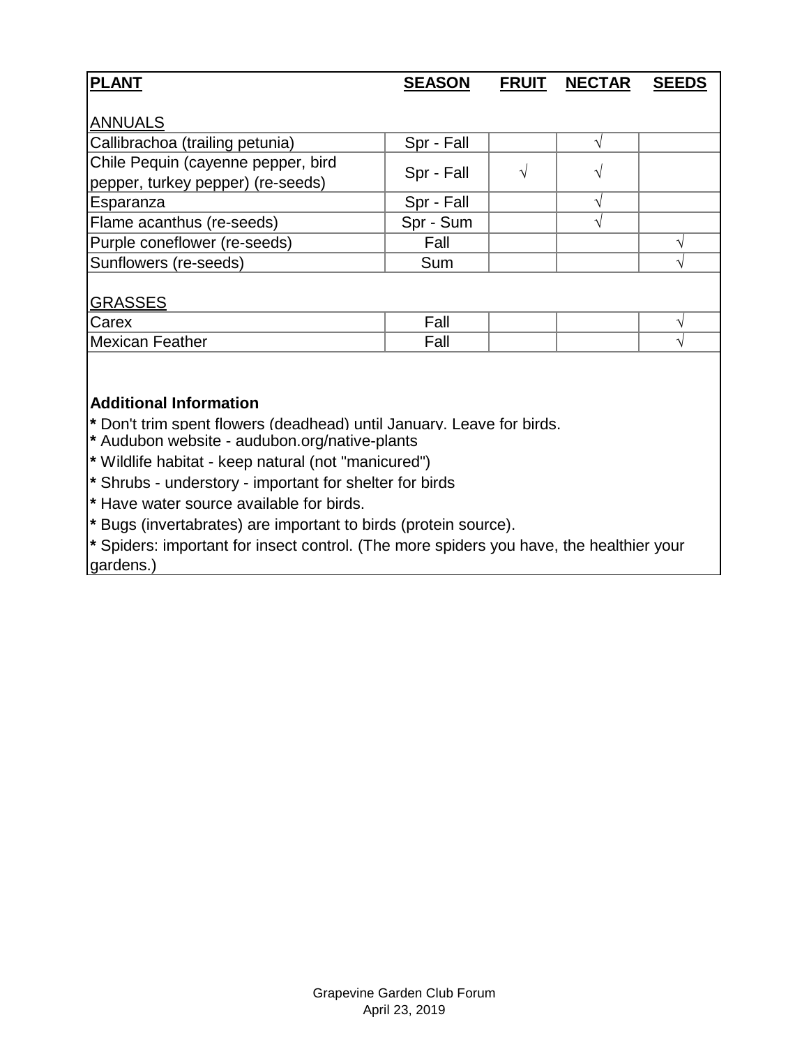| PLANT | SEASON | FRUIT | NECTAR | SEEDS |
|---|---|---|---|---|
| ANNUALS | | | | |
| Callibrachoa (trailing petunia) | Spr - Fall | | √ | |
| Chile Pequin (cayenne pepper, bird pepper, turkey pepper) (re-seeds) | Spr - Fall | √ | √ | |
| Esparanza | Spr - Fall | | √ | |
| Flame acanthus (re-seeds) | Spr - Sum | | √ | |
| Purple coneflower (re-seeds) | Fall | | | √ |
| Sunflowers (re-seeds) | Sum | | | √ |
| GRASSES | | | | |
| Carex | Fall | | | √ |
| Mexican Feather | Fall | | | √ |

**Additional Information**

- Don't trim spent flowers (deadhead) until January. Leave for birds.
- Audubon website - audubon.org/native-plants
- Wildlife habitat - keep natural (not "manicured")
- Shrubs - understory - important for shelter for birds
- Have water source available for birds.
- Bugs (invertabrates) are important to birds (protein source).
- Spiders: important for insect control. (The more spiders you have, the healthier your gardens.)

Grapevine Garden Club Forum
April 23, 2019